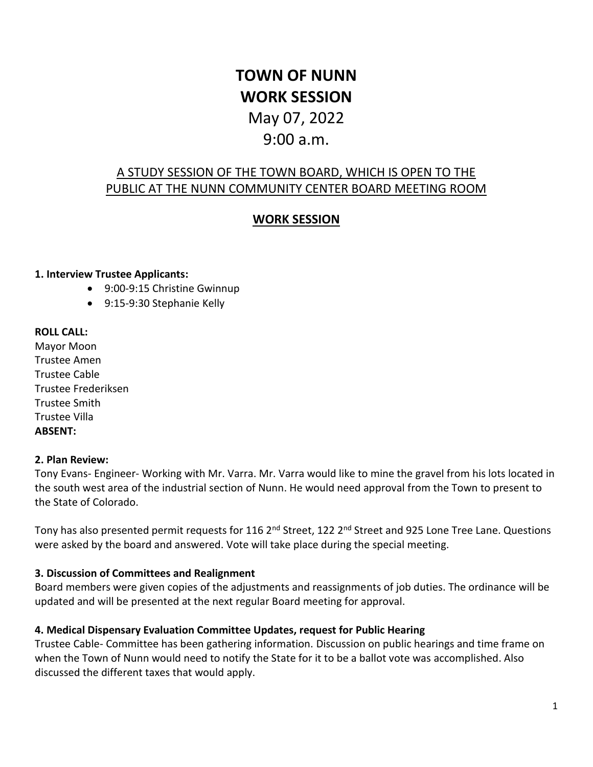# TOWN OF NUNN
# WORK SESSION

May 07, 2022

9:00 a.m.

A STUDY SESSION OF THE TOWN BOARD, WHICH IS OPEN TO THE PUBLIC AT THE NUNN COMMUNITY CENTER BOARD MEETING ROOM

## WORK SESSION

**1. Interview Trustee Applicants:**

- 9:00-9:15 Christine Gwinnup
- 9:15-9:30 Stephanie Kelly

**ROLL CALL:**

Mayor Moon
Trustee Amen
Trustee Cable
Trustee Frederiksen
Trustee Smith
Trustee Villa

**ABSENT:**

**2. Plan Review:**

Tony Evans- Engineer- Working with Mr. Varra. Mr. Varra would like to mine the gravel from his lots located in the south west area of the industrial section of Nunn. He would need approval from the Town to present to the State of Colorado.

Tony has also presented permit requests for 116 2nd Street, 122 2nd Street and 925 Lone Tree Lane. Questions were asked by the board and answered. Vote will take place during the special meeting.

**3. Discussion of Committees and Realignment**

Board members were given copies of the adjustments and reassignments of job duties. The ordinance will be updated and will be presented at the next regular Board meeting for approval.

**4. Medical Dispensary Evaluation Committee Updates, request for Public Hearing**

Trustee Cable- Committee has been gathering information. Discussion on public hearings and time frame on when the Town of Nunn would need to notify the State for it to be a ballot vote was accomplished. Also discussed the different taxes that would apply.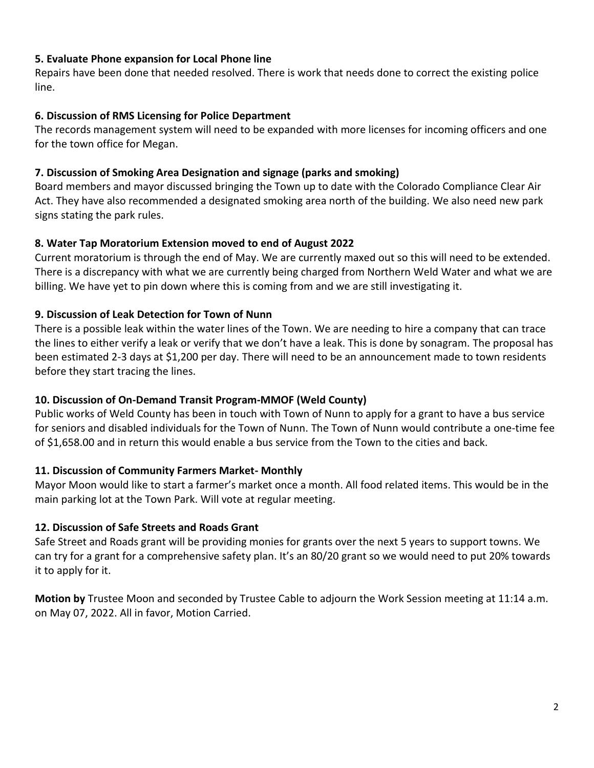**5. Evaluate Phone expansion for Local Phone line**

Repairs have been done that needed resolved. There is work that needs done to correct the existing police line.

**6. Discussion of RMS Licensing for Police Department**

The records management system will need to be expanded with more licenses for incoming officers and one for the town office for Megan.

**7. Discussion of Smoking Area Designation and signage (parks and smoking)**

Board members and mayor discussed bringing the Town up to date with the Colorado Compliance Clear Air Act. They have also recommended a designated smoking area north of the building. We also need new park signs stating the park rules.

**8. Water Tap Moratorium Extension moved to end of August 2022**

Current moratorium is through the end of May. We are currently maxed out so this will need to be extended. There is a discrepancy with what we are currently being charged from Northern Weld Water and what we are billing. We have yet to pin down where this is coming from and we are still investigating it.

**9. Discussion of Leak Detection for Town of Nunn**

There is a possible leak within the water lines of the Town. We are needing to hire a company that can trace the lines to either verify a leak or verify that we don't have a leak. This is done by sonagram. The proposal has been estimated 2-3 days at $1,200 per day. There will need to be an announcement made to town residents before they start tracing the lines.

**10. Discussion of On-Demand Transit Program-MMOF (Weld County)**

Public works of Weld County has been in touch with Town of Nunn to apply for a grant to have a bus service for seniors and disabled individuals for the Town of Nunn. The Town of Nunn would contribute a one-time fee of $1,658.00 and in return this would enable a bus service from the Town to the cities and back.

**11. Discussion of Community Farmers Market- Monthly**

Mayor Moon would like to start a farmer's market once a month. All food related items. This would be in the main parking lot at the Town Park. Will vote at regular meeting.

**12. Discussion of Safe Streets and Roads Grant**

Safe Street and Roads grant will be providing monies for grants over the next 5 years to support towns. We can try for a grant for a comprehensive safety plan. It's an 80/20 grant so we would need to put 20% towards it to apply for it.

**Motion by** Trustee Moon and seconded by Trustee Cable to adjourn the Work Session meeting at 11:14 a.m. on May 07, 2022. All in favor, Motion Carried.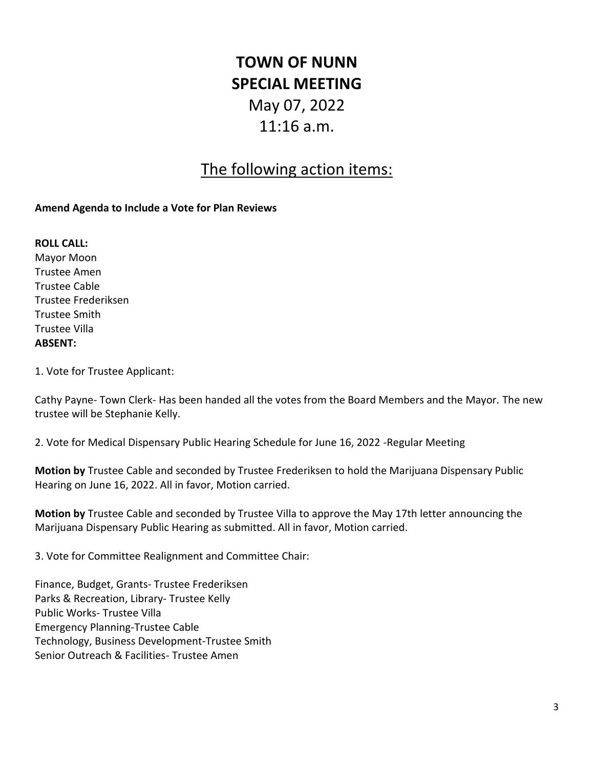# TOWN OF NUNN
# SPECIAL MEETING

May 07, 2022

11:16 a.m.

## The following action items:

**Amend Agenda to Include a Vote for Plan Reviews**

**ROLL CALL:**
Mayor Moon
Trustee Amen
Trustee Cable
Trustee Frederiksen
Trustee Smith
Trustee Villa
**ABSENT:**

1. Vote for Trustee Applicant:

Cathy Payne- Town Clerk- Has been handed all the votes from the Board Members and the Mayor. The new trustee will be Stephanie Kelly.

2. Vote for Medical Dispensary Public Hearing Schedule for June 16, 2022 -Regular Meeting

**Motion by** Trustee Cable and seconded by Trustee Frederiksen to hold the Marijuana Dispensary Public Hearing on June 16, 2022. All in favor, Motion carried.

**Motion by** Trustee Cable and seconded by Trustee Villa to approve the May 17th letter announcing the Marijuana Dispensary Public Hearing as submitted. All in favor, Motion carried.

3. Vote for Committee Realignment and Committee Chair:

Finance, Budget, Grants- Trustee Frederiksen
Parks & Recreation, Library- Trustee Kelly
Public Works- Trustee Villa
Emergency Planning-Trustee Cable
Technology, Business Development-Trustee Smith
Senior Outreach & Facilities- Trustee Amen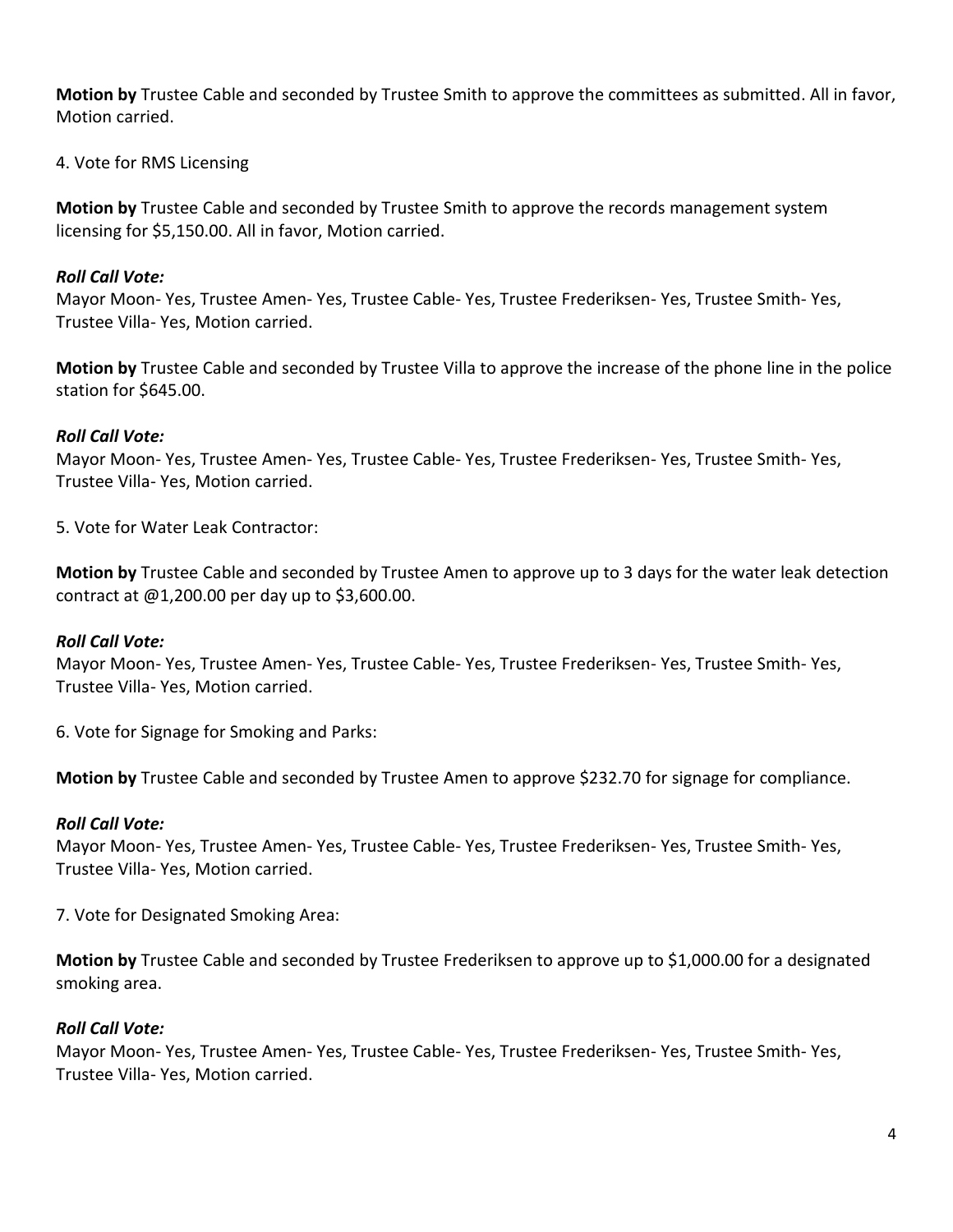**Motion by** Trustee Cable and seconded by Trustee Smith to approve the committees as submitted. All in favor, Motion carried.

4. Vote for RMS Licensing

**Motion by** Trustee Cable and seconded by Trustee Smith to approve the records management system licensing for $5,150.00. All in favor, Motion carried.

***Roll Call Vote:***
Mayor Moon- Yes, Trustee Amen- Yes, Trustee Cable- Yes, Trustee Frederiksen- Yes, Trustee Smith- Yes, Trustee Villa- Yes, Motion carried.

**Motion by** Trustee Cable and seconded by Trustee Villa to approve the increase of the phone line in the police station for $645.00.

***Roll Call Vote:***
Mayor Moon- Yes, Trustee Amen- Yes, Trustee Cable- Yes, Trustee Frederiksen- Yes, Trustee Smith- Yes, Trustee Villa- Yes, Motion carried.

5. Vote for Water Leak Contractor:

**Motion by** Trustee Cable and seconded by Trustee Amen to approve up to 3 days for the water leak detection contract at @1,200.00 per day up to $3,600.00.

***Roll Call Vote:***
Mayor Moon- Yes, Trustee Amen- Yes, Trustee Cable- Yes, Trustee Frederiksen- Yes, Trustee Smith- Yes, Trustee Villa- Yes, Motion carried.

6. Vote for Signage for Smoking and Parks:

**Motion by** Trustee Cable and seconded by Trustee Amen to approve $232.70 for signage for compliance.

***Roll Call Vote:***
Mayor Moon- Yes, Trustee Amen- Yes, Trustee Cable- Yes, Trustee Frederiksen- Yes, Trustee Smith- Yes, Trustee Villa- Yes, Motion carried.

7. Vote for Designated Smoking Area:

**Motion by** Trustee Cable and seconded by Trustee Frederiksen to approve up to $1,000.00 for a designated smoking area.

***Roll Call Vote:***
Mayor Moon- Yes, Trustee Amen- Yes, Trustee Cable- Yes, Trustee Frederiksen- Yes, Trustee Smith- Yes, Trustee Villa- Yes, Motion carried.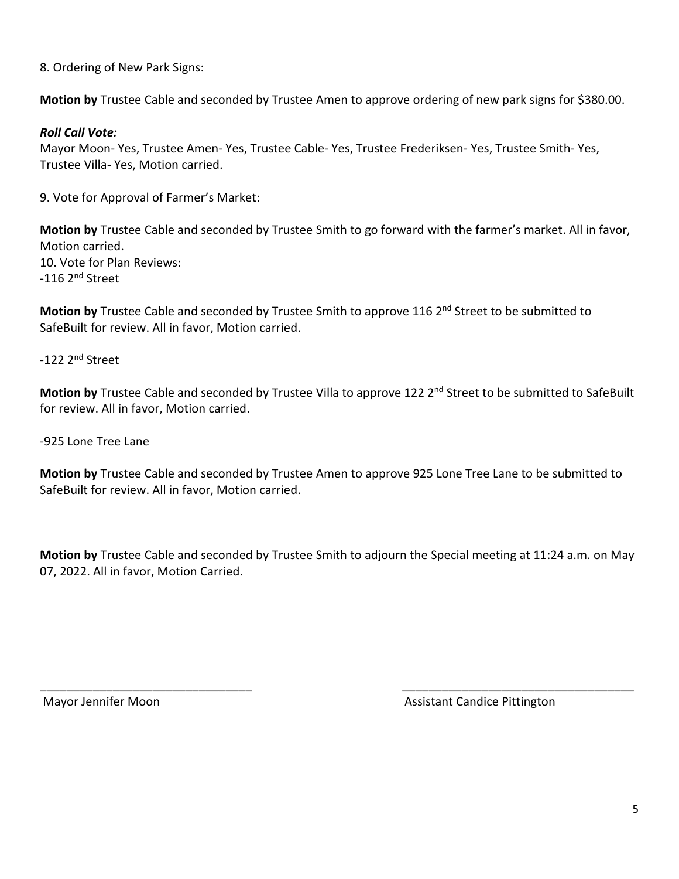8. Ordering of New Park Signs:

**Motion by** Trustee Cable and seconded by Trustee Amen to approve ordering of new park signs for $380.00.

***Roll Call Vote:***
Mayor Moon- Yes, Trustee Amen- Yes, Trustee Cable- Yes, Trustee Frederiksen- Yes, Trustee Smith- Yes, Trustee Villa- Yes, Motion carried.

9. Vote for Approval of Farmer's Market:

**Motion by** Trustee Cable and seconded by Trustee Smith to go forward with the farmer's market. All in favor, Motion carried.
10. Vote for Plan Reviews:
-116 2nd Street

**Motion by** Trustee Cable and seconded by Trustee Smith to approve 116 2nd Street to be submitted to SafeBuilt for review. All in favor, Motion carried.

-122 2nd Street

**Motion by** Trustee Cable and seconded by Trustee Villa to approve 122 2nd Street to be submitted to SafeBuilt for review. All in favor, Motion carried.

-925 Lone Tree Lane

**Motion by** Trustee Cable and seconded by Trustee Amen to approve 925 Lone Tree Lane to be submitted to SafeBuilt for review. All in favor, Motion carried.

**Motion by** Trustee Cable and seconded by Trustee Smith to adjourn the Special meeting at 11:24 a.m. on May 07, 2022. All in favor, Motion Carried.

________________________________ ________________________________

Mayor Jennifer Moon Assistant Candice Pittington